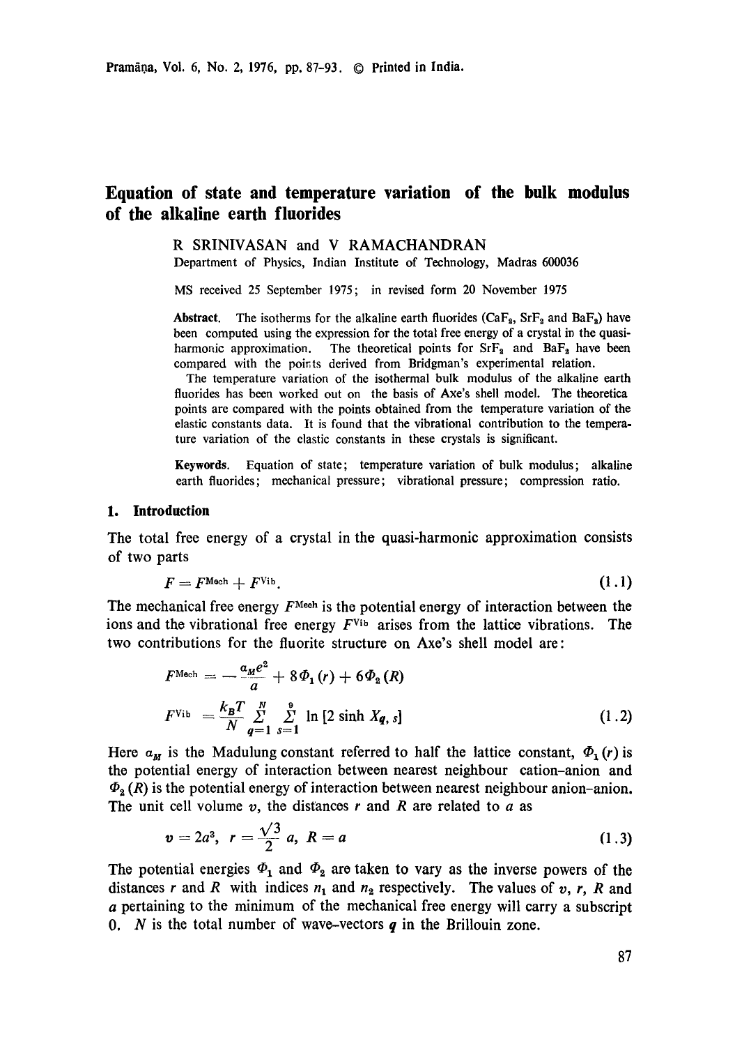# Equation of state and temperature variation of the bulk modulus of the alkaline earth fluorides

R SRINIVASAN and V RAMACHANDRAN

Department of Physics, Indian Institute of Technology, Madras 600036

MS received 25 September 1975; in revised form 20 November 1975

**Abstract.** The isotherms for the alkaline earth fluorides ($CaF_2$, $SrF_2$ and $BaF_2$) have been computed using the expression for the total free energy of a crystal in the quasi-harmonic approximation. The theoretical points for $SrF_2$ and $BaF_2$ have been compared with the points derived from Bridgman's experimental relation.

The temperature variation of the isothermal bulk modulus of the alkaline earth fluorides has been worked out on the basis of Axe's shell model. The theoretica points are compared with the points obtained from the temperature variation of the elastic constants data. It is found that the vibrational contribution to the temperature variation of the elastic constants in these crystals is significant.

**Keywords.** Equation of state; temperature variation of bulk modulus; alkaline earth fluorides; mechanical pressure; vibrational pressure; compression ratio.

## 1. Introduction

The total free energy of a crystal in the quasi-harmonic approximation consists of two parts

$$F = F^{\text{Mech}} + F^{\text{Vib}}. \tag{1.1}$$

The mechanical free energy $F^{\text{Mech}}$ is the potential energy of interaction between the ions and the vibrational free energy $F^{\text{Vib}}$ arises from the lattice vibrations. The two contributions for the fluorite structure on Axe's shell model are:

$$F^{\text{Mech}} = -\frac{a_M e^2}{a} + 8\Phi_1(r) + 6\Phi_2(R)$$

$$F^{\text{Vib}} = \frac{k_B T}{N} \sum_{q=1}^{N} \sum_{s=1}^{9} \ln\left[2 \sinh X_{q,\,s}\right] \tag{1.2}$$

Here $a_M$ is the Madulung constant referred to half the lattice constant, $\Phi_1(r)$ is the potential energy of interaction between nearest neighbour cation-anion and $\Phi_2(R)$ is the potential energy of interaction between nearest neighbour anion-anion. The unit cell volume $v$, the distances $r$ and $R$ are related to $a$ as

$$v = 2a^3, \quad r = \frac{\sqrt{3}}{2}\, a, \quad R = a \tag{1.3}$$

The potential energies $\Phi_1$ and $\Phi_2$ are taken to vary as the inverse powers of the distances $r$ and $R$ with indices $n_1$ and $n_2$ respectively. The values of $v$, $r$, $R$ and $a$ pertaining to the minimum of the mechanical free energy will carry a subscript 0. $N$ is the total number of wave-vectors $\boldsymbol{q}$ in the Brillouin zone.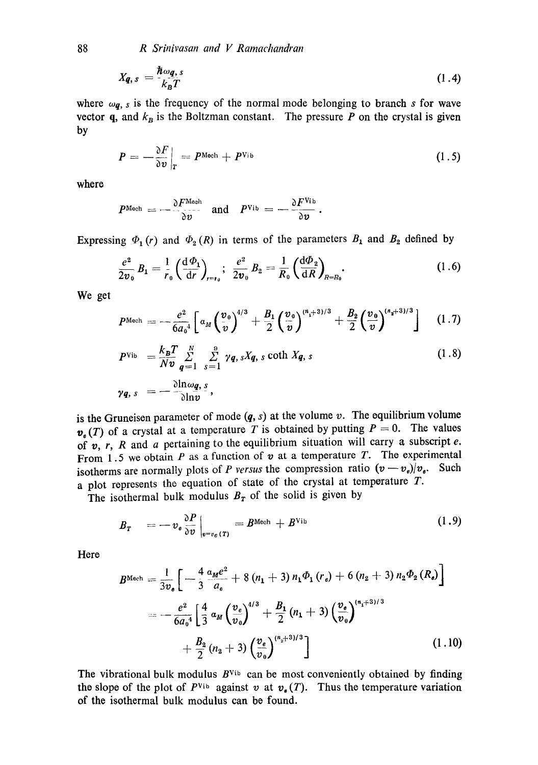$$X_{q,s} = \frac{\hbar \omega_{q,s}}{k_B T} \tag{1.4}$$

where $\omega_{q,s}$ is the frequency of the normal mode belonging to branch $s$ for wave vector $\mathbf{q}$, and $k_B$ is the Boltzman constant. The pressure $P$ on the crystal is given by

$$P = -\frac{\partial F}{\partial v}\bigg|_T = P^{\text{Mech}} + P^{\text{Vib}} \tag{1.5}$$

where

$$P^{\text{Mech}} = -\frac{\partial F^{\text{Mech}}}{\partial v} \quad \text{and} \quad P^{\text{Vib}} = -\frac{\partial F^{\text{Vib}}}{\partial v}.$$

Expressing $\Phi_1(r)$ and $\Phi_2(R)$ in terms of the parameters $B_1$ and $B_2$ defined by

$$\frac{e^2}{2v_0} B_1 = \frac{1}{r_0}\left(\frac{d\Phi_1}{dr}\right)_{r=r_0}; \quad \frac{e^2}{2v_0} B_2 = \frac{1}{R_0}\left(\frac{d\Phi_2}{dR}\right)_{R=R_0}. \tag{1.6}$$

We get

$$P^{\text{Mech}} = -\frac{e^2}{6a_0^4}\left[\alpha_M\left(\frac{v_0}{v}\right)^{4/3} + \frac{B_1}{2}\left(\frac{v_0}{v}\right)^{(n_1+3)/3} + \frac{B_2}{2}\left(\frac{v_0}{v}\right)^{(n_2+3)/3}\right] \tag{1.7}$$

$$P^{\text{Vib}} = \frac{k_B T}{Nv}\sum_{q=1}^{N}\sum_{s=1}^{9}\gamma_{q,s} X_{q,s}\coth X_{q,s} \tag{1.8}$$

$$\gamma_{q,s} = -\frac{\partial \ln \omega_{q,s}}{\partial \ln v},$$

is the Gruneisen parameter of mode $(q, s)$ at the volume $v$. The equilibrium volume $v_e(T)$ of a crystal at a temperature $T$ is obtained by putting $P = 0$. The values of $v$, $r$, $R$ and $a$ pertaining to the equilibrium situation will carry a subscript $e$. From 1.5 we obtain $P$ as a function of $v$ at a temperature $T$. The experimental isotherms are normally plots of $P$ *versus* the compression ratio $(v - v_e)/v_e$. Such a plot represents the equation of state of the crystal at temperature $T$.

The isothermal bulk modulus $B_T$ of the solid is given by

$$B_T = -v_e \frac{\partial P}{\partial v}\bigg|_{v=v_e(T)} = B^{\text{Mech}} + B^{\text{Vib}} \tag{1.9}$$

Here

$$\begin{aligned} B^{\text{Mech}} &= \frac{1}{3v_e}\left[-\frac{4}{3}\frac{\alpha_M e^2}{a_e} + 8(n_1+3)n_1\Phi_1(r_e) + 6(n_2+3)n_2\Phi_2(R_e)\right] \\ &= -\frac{e^2}{6a_0^4}\left[\frac{4}{3}\alpha_M\left(\frac{v_e}{v_0}\right)^{4/3} + \frac{B_1}{2}(n_1+3)\left(\frac{v_e}{v_0}\right)^{(n_1+3)/3}\right. \\ &\quad \left. + \frac{B_2}{2}(n_2+3)\left(\frac{v_e}{v_0}\right)^{(n_2+3)/3}\right] \end{aligned} \tag{1.10}$$

The vibrational bulk modulus $B^{\text{Vib}}$ can be most conveniently obtained by finding the slope of the plot of $P^{\text{Vib}}$ against $v$ at $v_e(T)$. Thus the temperature variation of the isothermal bulk modulus can be found.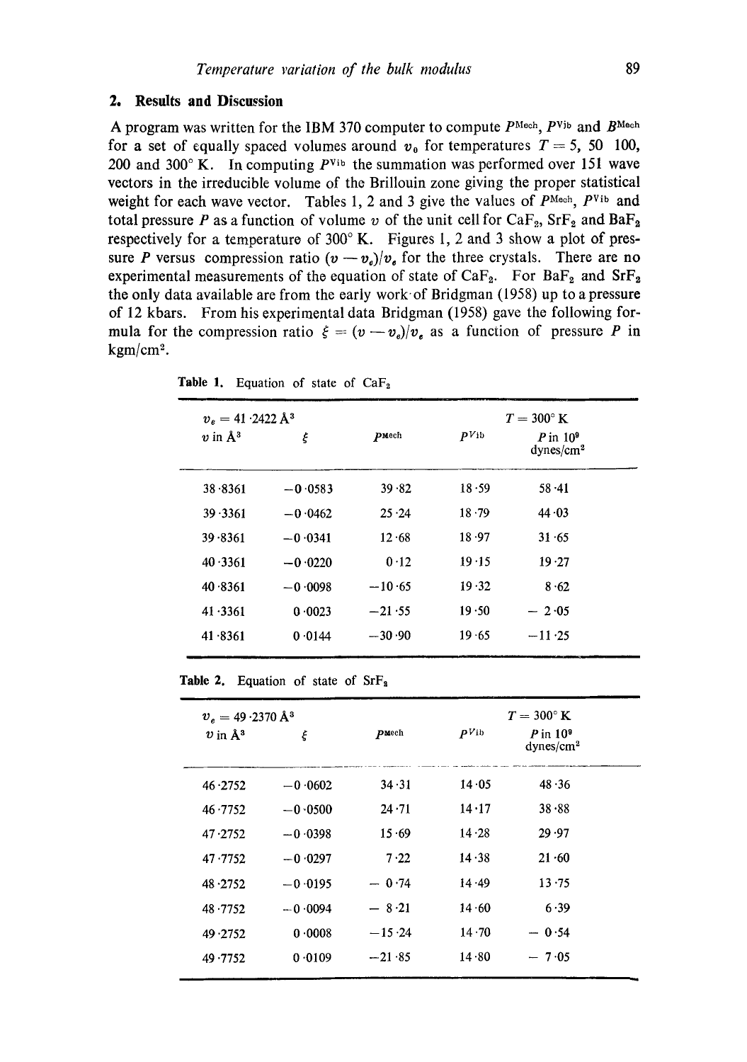## 2. Results and Discussion

A program was written for the IBM 370 computer to compute $P^{\text{Mech}}$, $P^{\text{Vib}}$ and $B^{\text{Mech}}$ for a set of equally spaced volumes around $v_0$ for temperatures $T = 5$, 50 100, 200 and 300° K. In computing $P^{\text{Vib}}$ the summation was performed over 151 wave vectors in the irreducible volume of the Brillouin zone giving the proper statistical weight for each wave vector. Tables 1, 2 and 3 give the values of $P^{\text{Mech}}$, $P^{\text{Vib}}$ and total pressure $P$ as a function of volume $v$ of the unit cell for $CaF_2$, $SrF_2$ and $BaF_2$ respectively for a temperature of 300° K. Figures 1, 2 and 3 show a plot of pressure $P$ versus compression ratio $(v - v_e)/v_e$ for the three crystals. There are no experimental measurements of the equation of state of $CaF_2$. For $BaF_2$ and $SrF_2$ the only data available are from the early work of Bridgman (1958) up to a pressure of 12 kbars. From his experimental data Bridgman (1958) gave the following formula for the compression ratio $\xi = (v - v_e)/v_e$ as a function of pressure $P$ in kgm/cm².

**Table 1.** Equation of state of $CaF_2$

| $v_e = 41 \cdot 2422$ Å³ | | | | $T = 300°$ K |
|---|---|---|---|---|
| $v$ in Å³ | $\xi$ | $P^{\text{Mech}}$ | $P^{\text{Vib}}$ | $P$ in $10^9$ dynes/cm² |
| 38·8361 | −0·0583 | 39·82 | 18·59 | 58·41 |
| 39·3361 | −0·0462 | 25·24 | 18·79 | 44·03 |
| 39·8361 | −0·0341 | 12·68 | 18·97 | 31·65 |
| 40·3361 | −0·0220 | 0·12 | 19·15 | 19·27 |
| 40·8361 | −0·0098 | −10·65 | 19·32 | 8·62 |
| 41·3361 | 0·0023 | −21·55 | 19·50 | − 2·05 |
| 41·8361 | 0·0144 | −30·90 | 19·65 | −11·25 |

**Table 2.** Equation of state of $SrF_2$

| $v_e = 49 \cdot 2370$ Å³ | | | | $T = 300°$ K |
|---|---|---|---|---|
| $v$ in Å³ | $\xi$ | $P^{\text{Mech}}$ | $P^{\text{Vib}}$ | $P$ in $10^9$ dynes/cm² |
| 46·2752 | −0·0602 | 34·31 | 14·05 | 48·36 |
| 46·7752 | −0·0500 | 24·71 | 14·17 | 38·88 |
| 47·2752 | −0·0398 | 15·69 | 14·28 | 29·97 |
| 47·7752 | −0·0297 | 7·22 | 14·38 | 21·60 |
| 48·2752 | −0·0195 | − 0·74 | 14·49 | 13·75 |
| 48·7752 | −0·0094 | − 8·21 | 14·60 | 6·39 |
| 49·2752 | 0·0008 | −15·24 | 14·70 | − 0·54 |
| 49·7752 | 0·0109 | −21·85 | 14·80 | − 7·05 |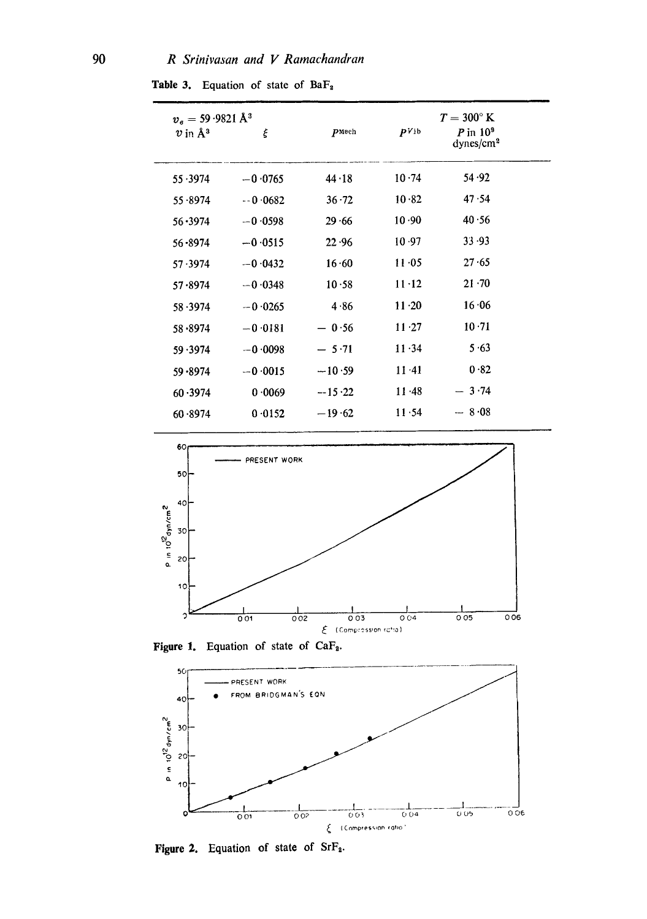**Table 3.** Equation of state of $BaF_2$

| $v_e = 59.9821$ Å$^3$ $v$ in Å$^3$ | $\xi$ | $p^{Mech}$ | $p^{Vib}$ | $T = 300°$ K $P$ in $10^9$ dynes/cm$^2$ |
|---|---|---|---|---|
| 55·3974 | −0·0765 | 44·18 | 10·74 | 54·92 |
| 55·8974 | −0·0682 | 36·72 | 10·82 | 47·54 |
| 56·3974 | −0·0598 | 29·66 | 10·90 | 40·56 |
| 56·8974 | −0·0515 | 22·96 | 10·97 | 33·93 |
| 57·3974 | −0·0432 | 16·60 | 11·05 | 27·65 |
| 57·8974 | −0·0348 | 10·58 | 11·12 | 21·70 |
| 58·3974 | −0·0265 | 4·86 | 11·20 | 16·06 |
| 58·8974 | −0·0181 | − 0·56 | 11·27 | 10·71 |
| 59·3974 | −0·0098 | − 5·71 | 11·34 | 5·63 |
| 59·8974 | −0·0015 | −10·59 | 11·41 | 0·82 |
| 60·3974 | 0·0069 | −15·22 | 11·48 | − 3·74 |
| 60·8974 | 0·0152 | −19·62 | 11·54 | − 8·08 |

**Figure 1.** Equation of state of $CaF_2$.

**Figure 2.** Equation of state of $SrF_2$.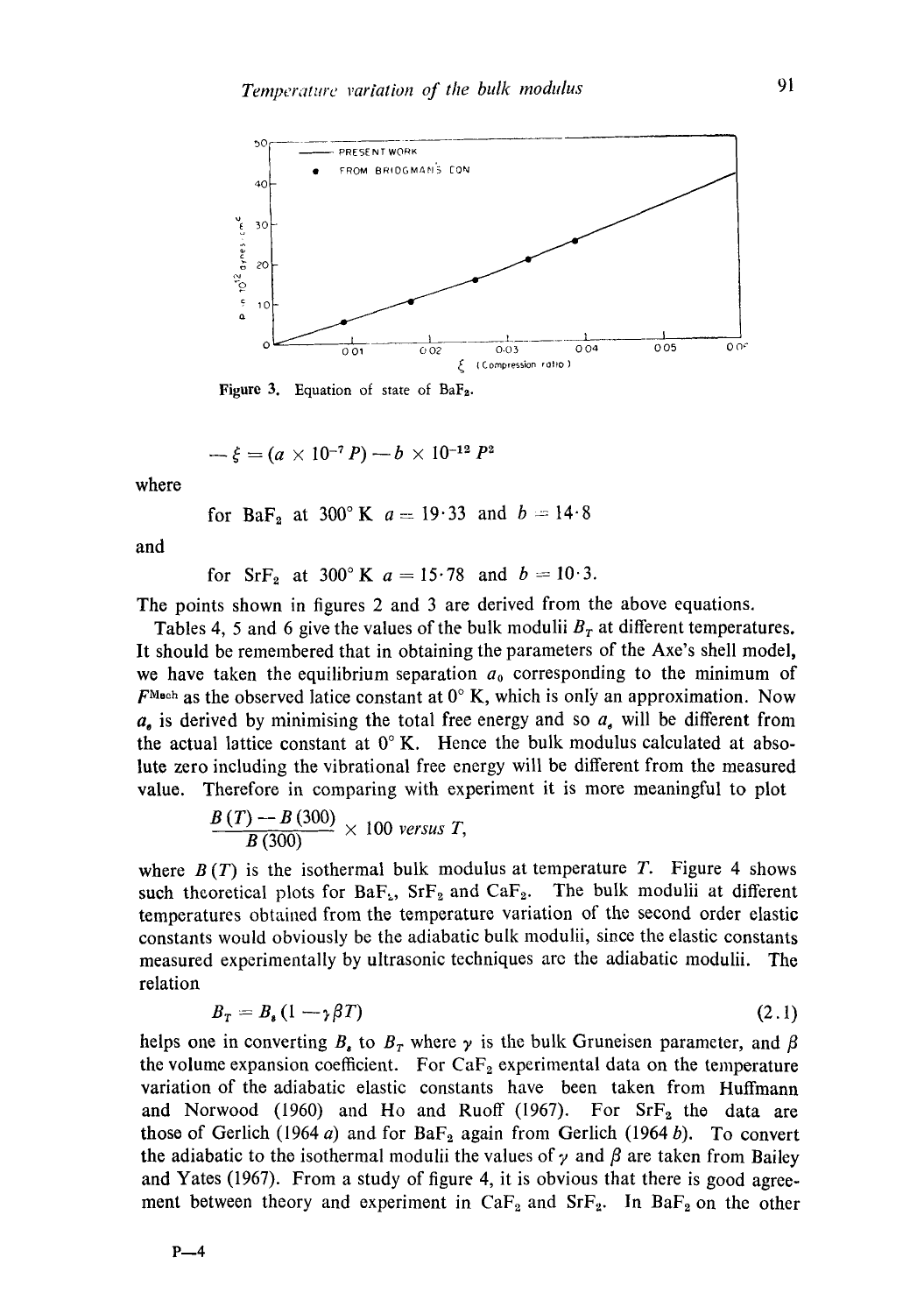Figure 3. Equation of state of $BaF_2$.

$$-\xi = (a \times 10^{-7} P) - b \times 10^{-12} P^2$$

where

for $BaF_2$ at 300° K $a = 19 \cdot 33$ and $b = 14 \cdot 8$

and

for $SrF_2$ at 300° K $a = 15 \cdot 78$ and $b = 10 \cdot 3$.

The points shown in figures 2 and 3 are derived from the above equations.

Tables 4, 5 and 6 give the values of the bulk modulii $B_T$ at different temperatures. It should be remembered that in obtaining the parameters of the Axe's shell model, we have taken the equilibrium separation $a_0$ corresponding to the minimum of $F^{Mech}$ as the observed latice constant at 0° K, which is only an approximation. Now $a_e$ is derived by minimising the total free energy and so $a_e$ will be different from the actual lattice constant at 0° K. Hence the bulk modulus calculated at absolute zero including the vibrational free energy will be different from the measured value. Therefore in comparing with experiment it is more meaningful to plot

$$\frac{B(T) - B(300)}{B(300)} \times 100 \textit{ versus } T,$$

where $B(T)$ is the isothermal bulk modulus at temperature $T$. Figure 4 shows such theoretical plots for $BaF_2$, $SrF_2$ and $CaF_2$. The bulk moduli at different temperatures obtained from the temperature variation of the second order elastic constants would obviously be the adiabatic bulk modulii, since the elastic constants measured experimentally by ultrasonic techniques are the adiabatic moduli. The relation

$$B_T = B_s (1 - \gamma \beta T) \tag{2.1}$$

helps one in converting $B_s$ to $B_T$ where $\gamma$ is the bulk Gruneisen parameter, and $\beta$ the volume expansion coefficient. For $CaF_2$ experimental data on the temperature variation of the adiabatic elastic constants have been taken from Huffmann and Norwood (1960) and Ho and Ruoff (1967). For $SrF_2$ the data are those of Gerlich (1964 *a*) and for $BaF_2$ again from Gerlich (1964 *b*). To convert the adiabatic to the isothermal moduli the values of $\gamma$ and $\beta$ are taken from Bailey and Yates (1967). From a study of figure 4, it is obvious that there is good agreement between theory and experiment in $CaF_2$ and $SrF_2$. In $BaF_2$ on the other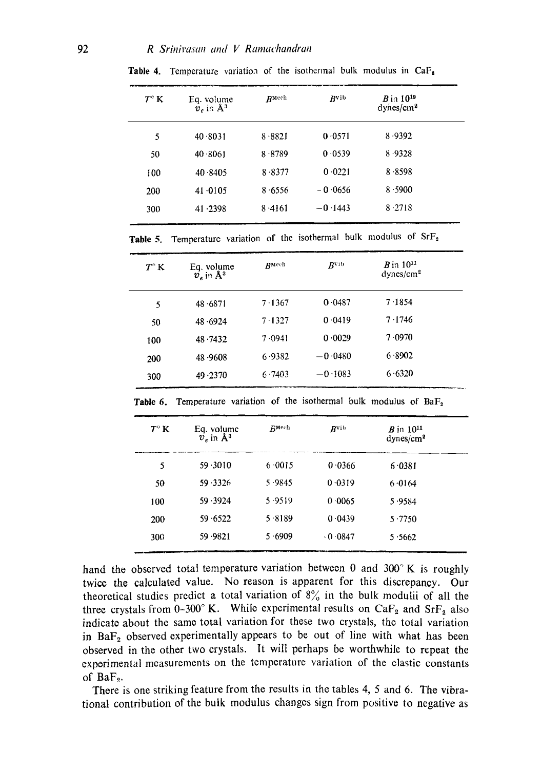**Table 4.** Temperature variation of the isothermal bulk modulus in $CaF_2$

| $T$° K | Eq. volume $v_e$ in Å$^3$ | $B^{\text{Mech}}$ | $B^{\text{vib}}$ | $B$ in $10^{19}$ dynes/cm$^2$ |
|---|---|---|---|---|
| 5 | 40·8031 | 8·8821 | 0·0571 | 8·9392 |
| 50 | 40·8061 | 8·8789 | 0·0539 | 8·9328 |
| 100 | 40·8405 | 8·8377 | 0·0221 | 8·8598 |
| 200 | 41·0105 | 8·6556 | −0·0656 | 8·5900 |
| 300 | 41·2398 | 8·4161 | −0·1443 | 8·2718 |

**Table 5.** Temperature variation of the isothermal bulk modulus of $SrF_2$

| $T$° K | Eq. volume $v_e$ in Å$^3$ | $B^{\text{Mech}}$ | $B^{\text{vib}}$ | $B$ in $10^{11}$ dynes/cm$^2$ |
|---|---|---|---|---|
| 5 | 48·6871 | 7·1367 | 0·0487 | 7·1854 |
| 50 | 48·6924 | 7·1327 | 0·0419 | 7·1746 |
| 100 | 48·7432 | 7·0941 | 0·0029 | 7·0970 |
| 200 | 48·9608 | 6·9382 | −0·0480 | 6·8902 |
| 300 | 49·2370 | 6·7403 | −0·1083 | 6·6320 |

**Table 6.** Temperature variation of the isothermal bulk modulus of $BaF_2$

| $T$° K | Eq. volume $v_e$ in Å$^3$ | $B^{\text{Mech}}$ | $B^{\text{vib}}$ | $B$ in $10^{11}$ dynes/cm$^2$ |
|---|---|---|---|---|
| 5 | 59·3010 | 6·0015 | 0·0366 | 6·0381 |
| 50 | 59·3326 | 5·9845 | 0·0319 | 6·0164 |
| 100 | 59·3924 | 5·9519 | 0·0065 | 5·9584 |
| 200 | 59·6522 | 5·8189 | 0·0439 | 5·7750 |
| 300 | 59·9821 | 5·6909 | −0·0847 | 5·5662 |

hand the observed total temperature variation between 0 and 300° K is roughly twice the calculated value. No reason is apparent for this discrepancy. Our theoretical studies predict a total variation of 8% in the bulk modulii of all the three crystals from 0–300° K. While experimental results on $CaF_2$ and $SrF_2$ also indicate about the same total variation for these two crystals, the total variation in $BaF_2$ observed experimentally appears to be out of line with what has been observed in the other two crystals. It will perhaps be worthwhile to repeat the experimental measurements on the temperature variation of the elastic constants of $BaF_2$.

There is one striking feature from the results in the tables 4, 5 and 6. The vibrational contribution of the bulk modulus changes sign from positive to negative as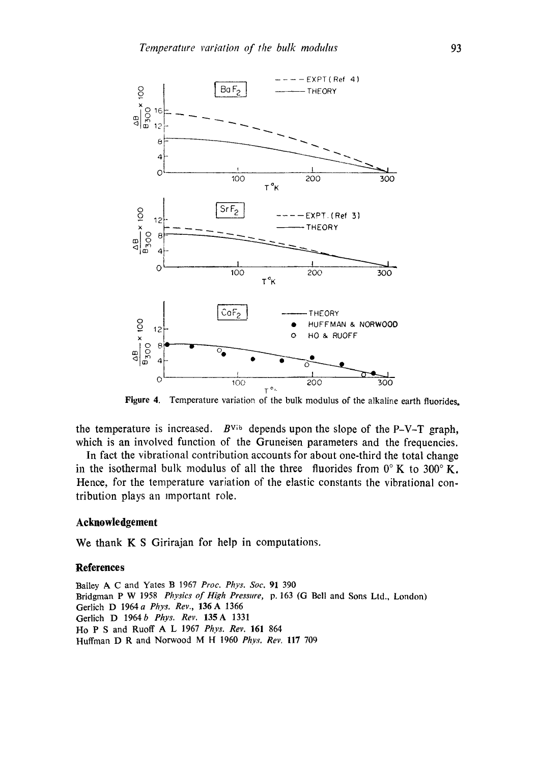BaF2

---- EXPT (Ref 4)

——— THEORY

$\frac{\Delta B}{B_{300}} \times 100$

16

12

8

4

0

100

200

300

T °K

SrF2

---- EXPT. (Ref 3)

——— THEORY

$\frac{\Delta B}{B_{300}} \times 100$

12

8

4

0

100

200

300

T °K

CaF2

——— THEORY

● HUFFMAN & NORWOOD

○ HO & RUOFF

$\frac{\Delta B}{B_{300}} \times 100$

12

8

4

0

100

200

300

T °K

**Figure 4.** Temperature variation of the bulk modulus of the alkaline earth fluorides.

the temperature is increased. $B^{\text{Vib}}$ depends upon the slope of the P–V–T graph, which is an involved function of the Gruneisen parameters and the frequencies.

In fact the vibrational contribution accounts for about one-third the total change in the isothermal bulk modulus of all the three fluorides from 0° K to 300° K. Hence, for the temperature variation of the elastic constants the vibrational contribution plays an important role.

## Acknowledgement

We thank K S Girirajan for help in computations.

## References

Bailey A C and Yates B 1967 *Proc. Phys. Soc.* **91** 390

Bridgman P W 1958 *Physics of High Pressure*, p. 163 (G Bell and Sons Ltd., London)

Gerlich D 1964*a* *Phys. Rev.*, **136** A 1366

Gerlich D 1964*b* *Phys. Rev.* **135** A 1331

Ho P S and Ruoff A L 1967 *Phys. Rev.* **161** 864

Huffman D R and Norwood M H 1960 *Phys. Rev.* **117** 709